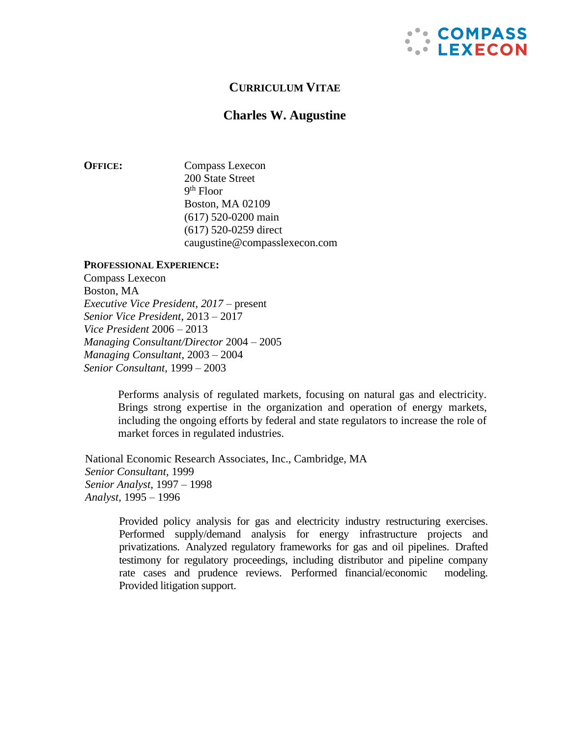# CURRICULUM VITAE

## Charles W. Augustine

**OFFICE:**

Compass Lexecon
200 State Street
9th Floor
Boston, MA 02109
(617) 520-0200 main
(617) 520-0259 direct
caugustine@compasslexecon.com

**PROFESSIONAL EXPERIENCE:**

Compass Lexecon
Boston, MA
*Executive Vice President, 2017* – present
*Senior Vice President*, 2013 – 2017
*Vice President* 2006 – 2013
*Managing Consultant/Director* 2004 – 2005
*Managing Consultant*, 2003 – 2004
*Senior Consultant*, 1999 – 2003

> Performs analysis of regulated markets, focusing on natural gas and electricity. Brings strong expertise in the organization and operation of energy markets, including the ongoing efforts by federal and state regulators to increase the role of market forces in regulated industries.

National Economic Research Associates, Inc., Cambridge, MA
*Senior Consultant*, 1999
*Senior Analyst*, 1997 – 1998
*Analyst*, 1995 – 1996

> Provided policy analysis for gas and electricity industry restructuring exercises. Performed supply/demand analysis for energy infrastructure projects and privatizations. Analyzed regulatory frameworks for gas and oil pipelines. Drafted testimony for regulatory proceedings, including distributor and pipeline company rate cases and prudence reviews. Performed financial/economic modeling. Provided litigation support.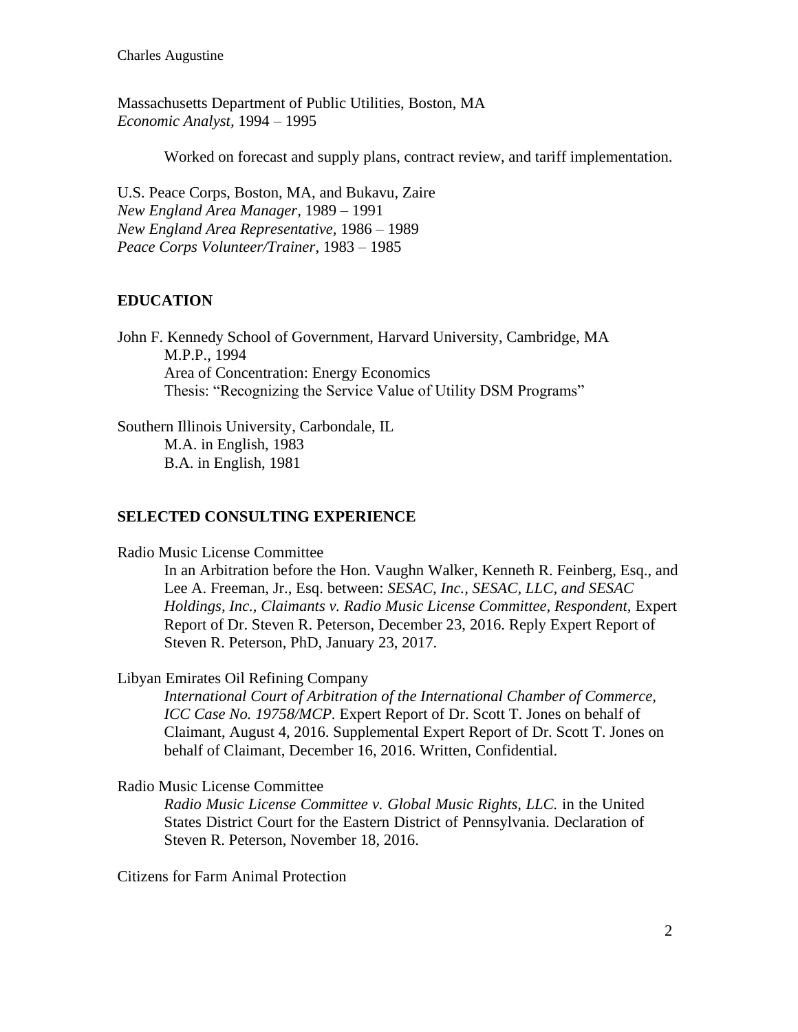Massachusetts Department of Public Utilities, Boston, MA
*Economic Analyst,* 1994 – 1995

Worked on forecast and supply plans, contract review, and tariff implementation.

U.S. Peace Corps, Boston, MA, and Bukavu, Zaire
*New England Area Manager,* 1989 – 1991
*New England Area Representative,* 1986 – 1989
*Peace Corps Volunteer/Trainer,* 1983 – 1985

## EDUCATION

John F. Kennedy School of Government, Harvard University, Cambridge, MA
M.P.P., 1994
Area of Concentration: Energy Economics
Thesis: "Recognizing the Service Value of Utility DSM Programs"

Southern Illinois University, Carbondale, IL
M.A. in English, 1983
B.A. in English, 1981

## SELECTED CONSULTING EXPERIENCE

Radio Music License Committee
In an Arbitration before the Hon. Vaughn Walker, Kenneth R. Feinberg, Esq., and Lee A. Freeman, Jr., Esq. between: *SESAC, Inc., SESAC, LLC, and SESAC Holdings, Inc., Claimants v. Radio Music License Committee, Respondent,* Expert Report of Dr. Steven R. Peterson, December 23, 2016. Reply Expert Report of Steven R. Peterson, PhD, January 23, 2017.

Libyan Emirates Oil Refining Company
*International Court of Arbitration of the International Chamber of Commerce, ICC Case No. 19758/MCP*. Expert Report of Dr. Scott T. Jones on behalf of Claimant, August 4, 2016. Supplemental Expert Report of Dr. Scott T. Jones on behalf of Claimant, December 16, 2016. Written, Confidential.

Radio Music License Committee
*Radio Music License Committee v. Global Music Rights, LLC.* in the United States District Court for the Eastern District of Pennsylvania. Declaration of Steven R. Peterson, November 18, 2016.

Citizens for Farm Animal Protection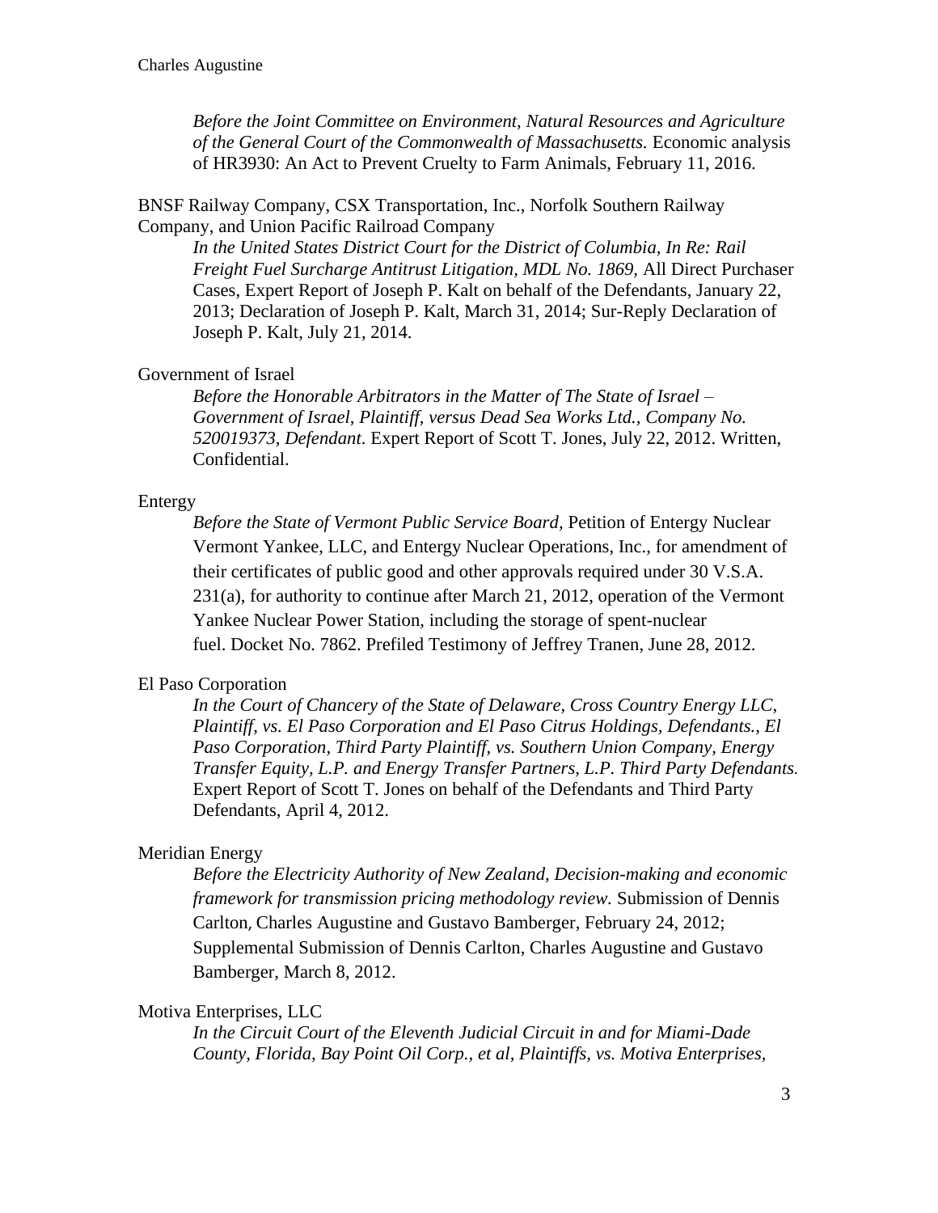*Before the Joint Committee on Environment, Natural Resources and Agriculture of the General Court of the Commonwealth of Massachusetts.* Economic analysis of HR3930: An Act to Prevent Cruelty to Farm Animals, February 11, 2016.

BNSF Railway Company, CSX Transportation, Inc., Norfolk Southern Railway Company, and Union Pacific Railroad Company

*In the United States District Court for the District of Columbia, In Re: Rail Freight Fuel Surcharge Antitrust Litigation, MDL No. 1869,* All Direct Purchaser Cases, Expert Report of Joseph P. Kalt on behalf of the Defendants, January 22, 2013; Declaration of Joseph P. Kalt, March 31, 2014; Sur-Reply Declaration of Joseph P. Kalt, July 21, 2014.

Government of Israel

*Before the Honorable Arbitrators in the Matter of The State of Israel – Government of Israel, Plaintiff, versus Dead Sea Works Ltd., Company No. 520019373, Defendant.* Expert Report of Scott T. Jones, July 22, 2012. Written, Confidential.

Entergy

*Before the State of Vermont Public Service Board,* Petition of Entergy Nuclear Vermont Yankee, LLC, and Entergy Nuclear Operations, Inc., for amendment of their certificates of public good and other approvals required under 30 V.S.A. 231(a), for authority to continue after March 21, 2012, operation of the Vermont Yankee Nuclear Power Station, including the storage of spent-nuclear fuel. Docket No. 7862. Prefiled Testimony of Jeffrey Tranen, June 28, 2012.

El Paso Corporation

*In the Court of Chancery of the State of Delaware, Cross Country Energy LLC, Plaintiff, vs. El Paso Corporation and El Paso Citrus Holdings, Defendants., El Paso Corporation, Third Party Plaintiff, vs. Southern Union Company, Energy Transfer Equity, L.P. and Energy Transfer Partners, L.P. Third Party Defendants.* Expert Report of Scott T. Jones on behalf of the Defendants and Third Party Defendants, April 4, 2012.

Meridian Energy

*Before the Electricity Authority of New Zealand, Decision-making and economic framework for transmission pricing methodology review.* Submission of Dennis Carlton, Charles Augustine and Gustavo Bamberger, February 24, 2012; Supplemental Submission of Dennis Carlton, Charles Augustine and Gustavo Bamberger, March 8, 2012.

Motiva Enterprises, LLC

*In the Circuit Court of the Eleventh Judicial Circuit in and for Miami-Dade County, Florida, Bay Point Oil Corp., et al, Plaintiffs, vs. Motiva Enterprises,*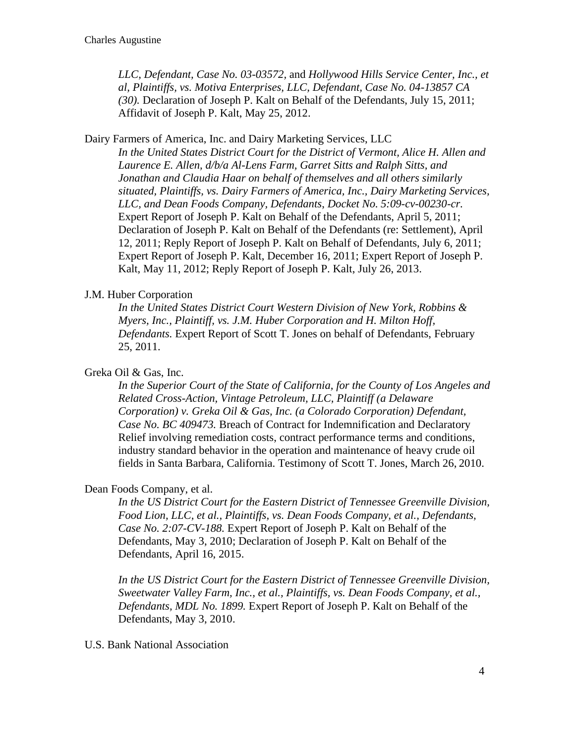*LLC, Defendant, Case No. 03-03572,* and *Hollywood Hills Service Center, Inc., et al, Plaintiffs, vs. Motiva Enterprises, LLC, Defendant, Case No. 04-13857 CA (30).* Declaration of Joseph P. Kalt on Behalf of the Defendants, July 15, 2011; Affidavit of Joseph P. Kalt, May 25, 2012.

Dairy Farmers of America, Inc. and Dairy Marketing Services, LLC

*In the United States District Court for the District of Vermont, Alice H. Allen and Laurence E. Allen, d/b/a Al-Lens Farm, Garret Sitts and Ralph Sitts, and Jonathan and Claudia Haar on behalf of themselves and all others similarly situated, Plaintiffs, vs. Dairy Farmers of America, Inc., Dairy Marketing Services, LLC, and Dean Foods Company, Defendants, Docket No. 5:09-cv-00230-cr.* Expert Report of Joseph P. Kalt on Behalf of the Defendants, April 5, 2011; Declaration of Joseph P. Kalt on Behalf of the Defendants (re: Settlement), April 12, 2011; Reply Report of Joseph P. Kalt on Behalf of Defendants, July 6, 2011; Expert Report of Joseph P. Kalt, December 16, 2011; Expert Report of Joseph P. Kalt, May 11, 2012; Reply Report of Joseph P. Kalt, July 26, 2013.

J.M. Huber Corporation

*In the United States District Court Western Division of New York, Robbins & Myers, Inc., Plaintiff, vs. J.M. Huber Corporation and H. Milton Hoff, Defendants.* Expert Report of Scott T. Jones on behalf of Defendants, February 25, 2011.

Greka Oil & Gas, Inc.

*In the Superior Court of the State of California, for the County of Los Angeles and Related Cross-Action, Vintage Petroleum, LLC, Plaintiff (a Delaware Corporation) v. Greka Oil & Gas, Inc. (a Colorado Corporation) Defendant, Case No. BC 409473.* Breach of Contract for Indemnification and Declaratory Relief involving remediation costs, contract performance terms and conditions, industry standard behavior in the operation and maintenance of heavy crude oil fields in Santa Barbara, California. Testimony of Scott T. Jones, March 26, 2010.

Dean Foods Company, et al.

*In the US District Court for the Eastern District of Tennessee Greenville Division, Food Lion, LLC, et al., Plaintiffs, vs. Dean Foods Company, et al., Defendants, Case No. 2:07-CV-188.* Expert Report of Joseph P. Kalt on Behalf of the Defendants, May 3, 2010; Declaration of Joseph P. Kalt on Behalf of the Defendants, April 16, 2015.

*In the US District Court for the Eastern District of Tennessee Greenville Division, Sweetwater Valley Farm, Inc., et al., Plaintiffs, vs. Dean Foods Company, et al., Defendants, MDL No. 1899.* Expert Report of Joseph P. Kalt on Behalf of the Defendants, May 3, 2010.

U.S. Bank National Association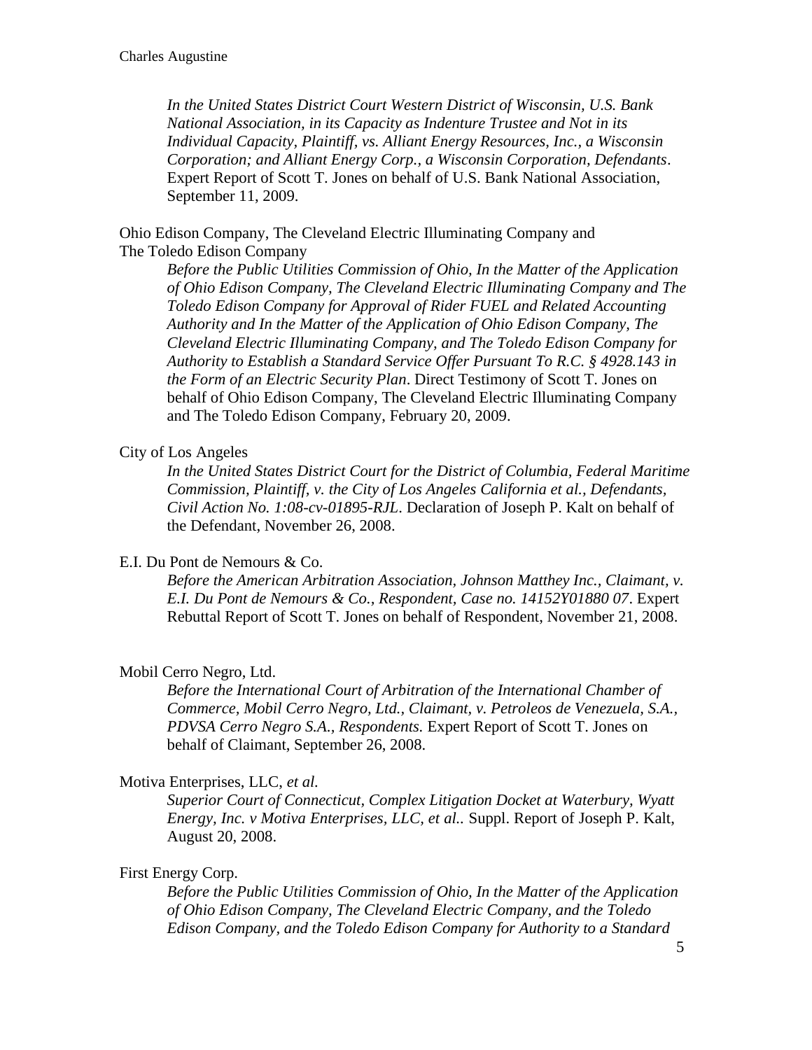*In the United States District Court Western District of Wisconsin, U.S. Bank National Association, in its Capacity as Indenture Trustee and Not in its Individual Capacity, Plaintiff, vs. Alliant Energy Resources, Inc., a Wisconsin Corporation; and Alliant Energy Corp., a Wisconsin Corporation, Defendants*. Expert Report of Scott T. Jones on behalf of U.S. Bank National Association, September 11, 2009.

Ohio Edison Company, The Cleveland Electric Illuminating Company and The Toledo Edison Company

*Before the Public Utilities Commission of Ohio, In the Matter of the Application of Ohio Edison Company, The Cleveland Electric Illuminating Company and The Toledo Edison Company for Approval of Rider FUEL and Related Accounting Authority and In the Matter of the Application of Ohio Edison Company, The Cleveland Electric Illuminating Company, and The Toledo Edison Company for Authority to Establish a Standard Service Offer Pursuant To R.C. § 4928.143 in the Form of an Electric Security Plan*. Direct Testimony of Scott T. Jones on behalf of Ohio Edison Company, The Cleveland Electric Illuminating Company and The Toledo Edison Company, February 20, 2009.

City of Los Angeles

*In the United States District Court for the District of Columbia, Federal Maritime Commission, Plaintiff, v. the City of Los Angeles California et al., Defendants, Civil Action No. 1:08-cv-01895-RJL*. Declaration of Joseph P. Kalt on behalf of the Defendant, November 26, 2008.

E.I. Du Pont de Nemours & Co.

*Before the American Arbitration Association, Johnson Matthey Inc., Claimant, v. E.I. Du Pont de Nemours & Co., Respondent, Case no. 14152Y01880 07*. Expert Rebuttal Report of Scott T. Jones on behalf of Respondent, November 21, 2008.

Mobil Cerro Negro, Ltd.

*Before the International Court of Arbitration of the International Chamber of Commerce, Mobil Cerro Negro, Ltd., Claimant, v. Petroleos de Venezuela, S.A., PDVSA Cerro Negro S.A., Respondents.* Expert Report of Scott T. Jones on behalf of Claimant, September 26, 2008.

Motiva Enterprises, LLC, *et al.*

*Superior Court of Connecticut, Complex Litigation Docket at Waterbury, Wyatt Energy, Inc. v Motiva Enterprises, LLC, et al..* Suppl. Report of Joseph P. Kalt, August 20, 2008.

First Energy Corp.

*Before the Public Utilities Commission of Ohio, In the Matter of the Application of Ohio Edison Company, The Cleveland Electric Company, and the Toledo Edison Company, and the Toledo Edison Company for Authority to a Standard*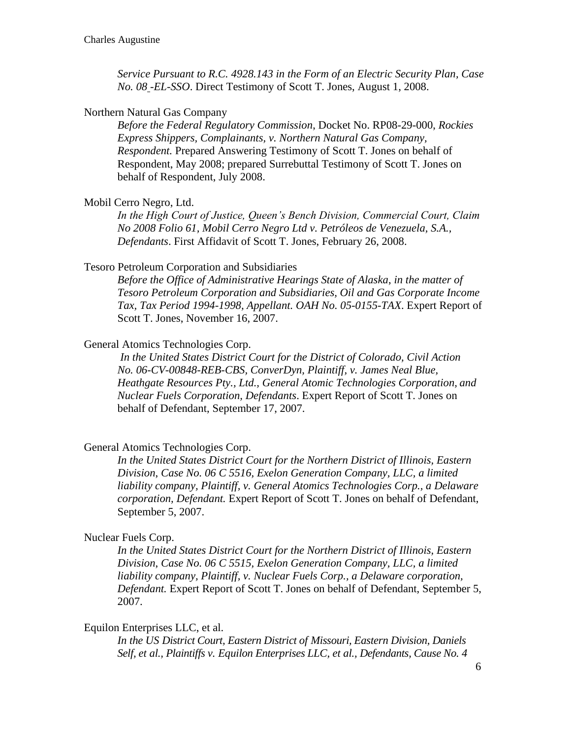*Service Pursuant to R.C. 4928.143 in the Form of an Electric Security Plan, Case No. 08 -EL-SSO*. Direct Testimony of Scott T. Jones, August 1, 2008.

Northern Natural Gas Company

*Before the Federal Regulatory Commission*, Docket No. RP08-29-000, *Rockies Express Shippers, Complainants, v. Northern Natural Gas Company, Respondent.* Prepared Answering Testimony of Scott T. Jones on behalf of Respondent, May 2008; prepared Surrebuttal Testimony of Scott T. Jones on behalf of Respondent, July 2008.

Mobil Cerro Negro, Ltd.

*In the High Court of Justice, Queen's Bench Division, Commercial Court, Claim No 2008 Folio 61, Mobil Cerro Negro Ltd v. Petróleos de Venezuela, S.A., Defendants*. First Affidavit of Scott T. Jones, February 26, 2008.

Tesoro Petroleum Corporation and Subsidiaries

*Before the Office of Administrative Hearings State of Alaska, in the matter of Tesoro Petroleum Corporation and Subsidiaries, Oil and Gas Corporate Income Tax, Tax Period 1994-1998, Appellant. OAH No. 05-0155-TAX*. Expert Report of Scott T. Jones, November 16, 2007.

General Atomics Technologies Corp.

*In the United States District Court for the District of Colorado, Civil Action No. 06-CV-00848-REB-CBS, ConverDyn, Plaintiff, v. James Neal Blue, Heathgate Resources Pty., Ltd., General Atomic Technologies Corporation, and Nuclear Fuels Corporation, Defendants*. Expert Report of Scott T. Jones on behalf of Defendant, September 17, 2007.

General Atomics Technologies Corp.

*In the United States District Court for the Northern District of Illinois, Eastern Division, Case No. 06 C 5516, Exelon Generation Company, LLC, a limited liability company, Plaintiff, v. General Atomics Technologies Corp., a Delaware corporation, Defendant.* Expert Report of Scott T. Jones on behalf of Defendant, September 5, 2007.

Nuclear Fuels Corp.

*In the United States District Court for the Northern District of Illinois, Eastern Division, Case No. 06 C 5515, Exelon Generation Company, LLC, a limited liability company, Plaintiff, v. Nuclear Fuels Corp., a Delaware corporation, Defendant.* Expert Report of Scott T. Jones on behalf of Defendant, September 5, 2007.

Equilon Enterprises LLC, et al.

*In the US District Court, Eastern District of Missouri, Eastern Division, Daniels Self, et al., Plaintiffs v. Equilon Enterprises LLC, et al., Defendants, Cause No. 4*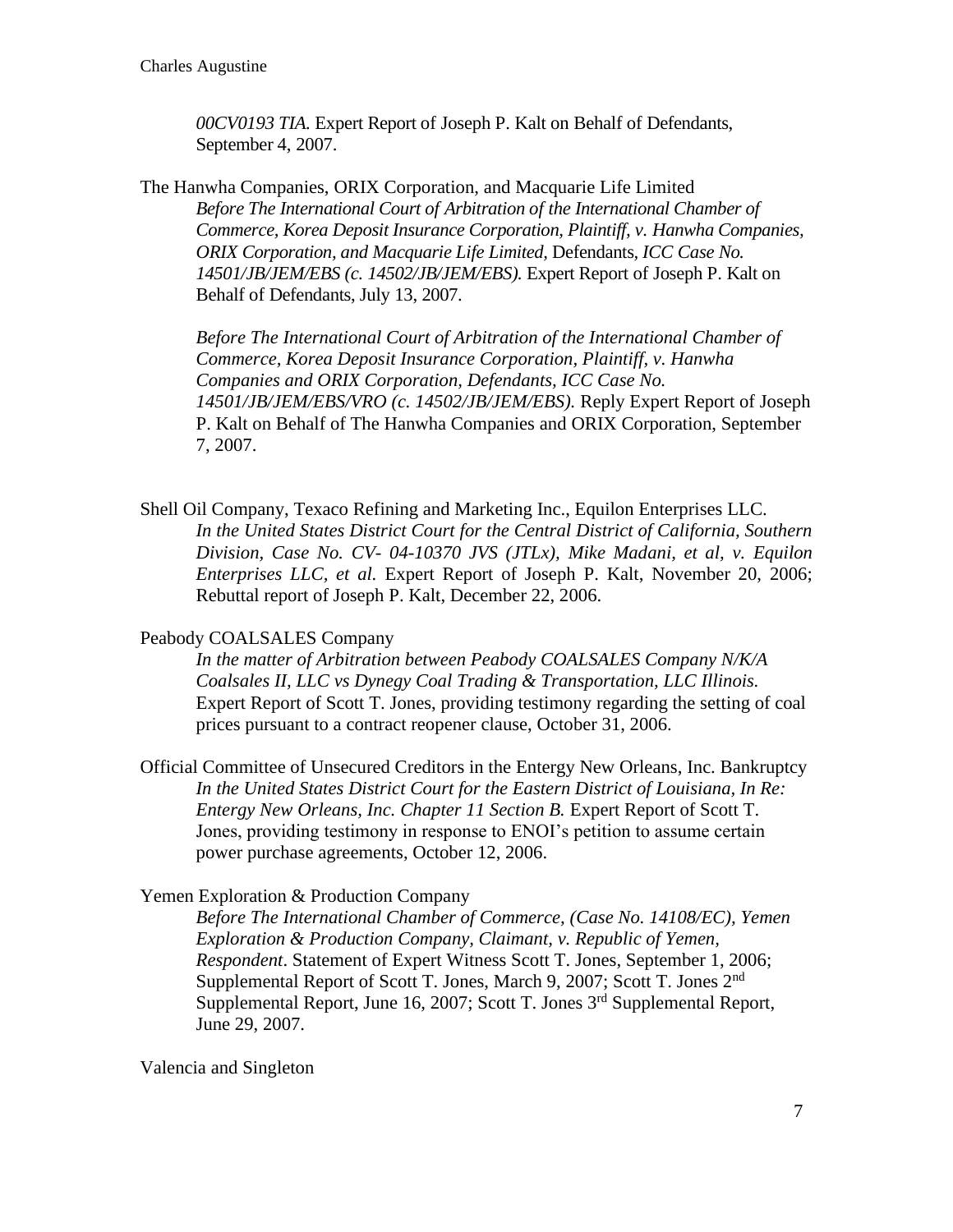*00CV0193 TIA.* Expert Report of Joseph P. Kalt on Behalf of Defendants, September 4, 2007.

The Hanwha Companies, ORIX Corporation, and Macquarie Life Limited

*Before The International Court of Arbitration of the International Chamber of Commerce, Korea Deposit Insurance Corporation, Plaintiff, v. Hanwha Companies, ORIX Corporation, and Macquarie Life Limited,* Defendants*, ICC Case No. 14501/JB/JEM/EBS (c. 14502/JB/JEM/EBS).* Expert Report of Joseph P. Kalt on Behalf of Defendants, July 13, 2007.

*Before The International Court of Arbitration of the International Chamber of Commerce, Korea Deposit Insurance Corporation, Plaintiff, v. Hanwha Companies and ORIX Corporation, Defendants, ICC Case No. 14501/JB/JEM/EBS/VRO (c. 14502/JB/JEM/EBS).* Reply Expert Report of Joseph P. Kalt on Behalf of The Hanwha Companies and ORIX Corporation, September 7, 2007.

Shell Oil Company, Texaco Refining and Marketing Inc., Equilon Enterprises LLC.

*In the United States District Court for the Central District of California, Southern Division, Case No. CV- 04-10370 JVS (JTLx), Mike Madani, et al, v. Equilon Enterprises LLC, et al.* Expert Report of Joseph P. Kalt, November 20, 2006; Rebuttal report of Joseph P. Kalt, December 22, 2006.

Peabody COALSALES Company

*In the matter of Arbitration between Peabody COALSALES Company N/K/A Coalsales II, LLC vs Dynegy Coal Trading & Transportation, LLC Illinois.* Expert Report of Scott T. Jones, providing testimony regarding the setting of coal prices pursuant to a contract reopener clause, October 31, 2006.

Official Committee of Unsecured Creditors in the Entergy New Orleans, Inc. Bankruptcy

*In the United States District Court for the Eastern District of Louisiana, In Re: Entergy New Orleans, Inc. Chapter 11 Section B.* Expert Report of Scott T. Jones, providing testimony in response to ENOI's petition to assume certain power purchase agreements, October 12, 2006.

Yemen Exploration & Production Company

*Before The International Chamber of Commerce, (Case No. 14108/EC), Yemen Exploration & Production Company, Claimant, v. Republic of Yemen, Respondent*. Statement of Expert Witness Scott T. Jones, September 1, 2006; Supplemental Report of Scott T. Jones, March 9, 2007; Scott T. Jones 2nd Supplemental Report, June 16, 2007; Scott T. Jones 3rd Supplemental Report, June 29, 2007.

Valencia and Singleton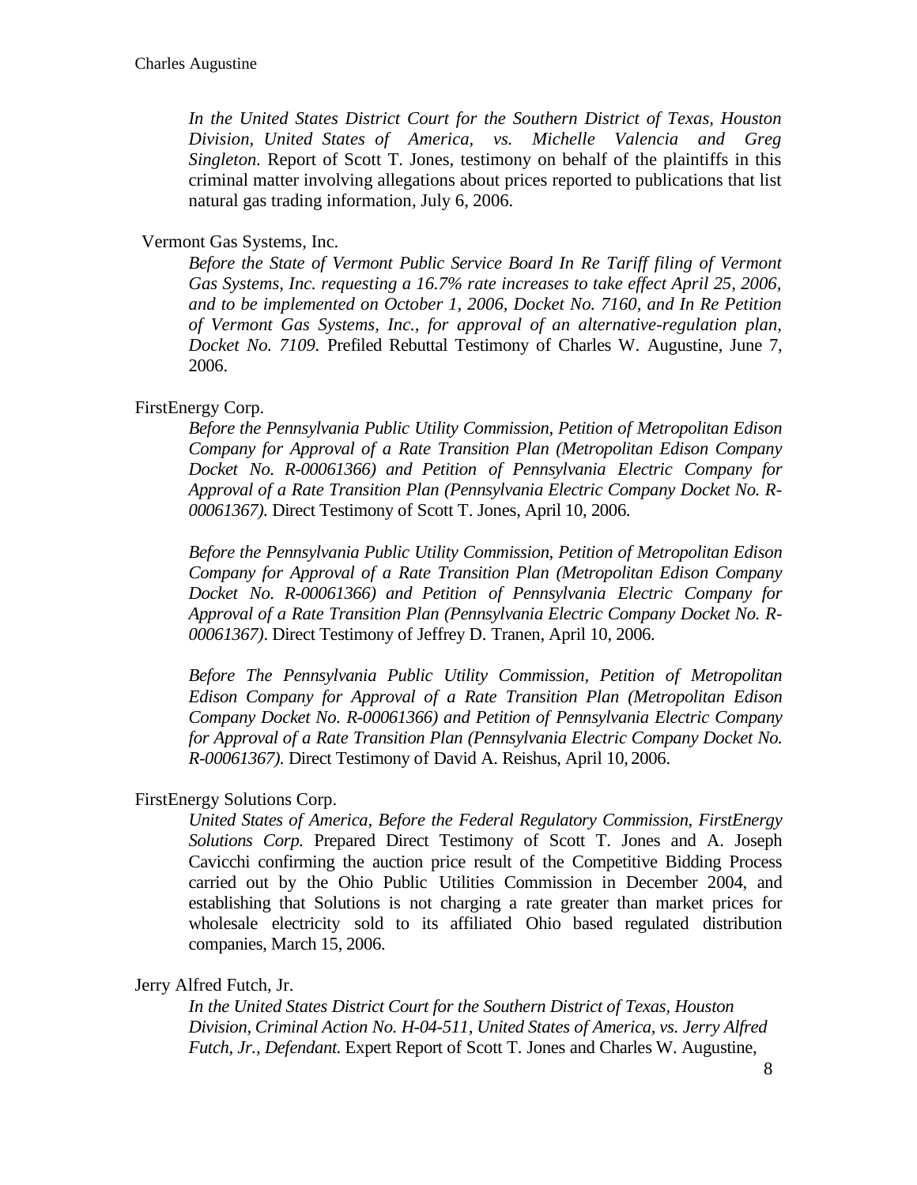*In the United States District Court for the Southern District of Texas, Houston Division, United States of America, vs. Michelle Valencia and Greg Singleton.* Report of Scott T. Jones, testimony on behalf of the plaintiffs in this criminal matter involving allegations about prices reported to publications that list natural gas trading information, July 6, 2006.

Vermont Gas Systems, Inc.

*Before the State of Vermont Public Service Board In Re Tariff filing of Vermont Gas Systems, Inc. requesting a 16.7% rate increases to take effect April 25, 2006, and to be implemented on October 1, 2006, Docket No. 7160, and In Re Petition of Vermont Gas Systems, Inc., for approval of an alternative-regulation plan, Docket No. 7109.* Prefiled Rebuttal Testimony of Charles W. Augustine, June 7, 2006.

FirstEnergy Corp.

*Before the Pennsylvania Public Utility Commission, Petition of Metropolitan Edison Company for Approval of a Rate Transition Plan (Metropolitan Edison Company Docket No. R-00061366) and Petition of Pennsylvania Electric Company for Approval of a Rate Transition Plan (Pennsylvania Electric Company Docket No. R-00061367).* Direct Testimony of Scott T. Jones, April 10, 2006.

*Before the Pennsylvania Public Utility Commission, Petition of Metropolitan Edison Company for Approval of a Rate Transition Plan (Metropolitan Edison Company Docket No. R-00061366) and Petition of Pennsylvania Electric Company for Approval of a Rate Transition Plan (Pennsylvania Electric Company Docket No. R-00061367).* Direct Testimony of Jeffrey D. Tranen, April 10, 2006.

*Before The Pennsylvania Public Utility Commission, Petition of Metropolitan Edison Company for Approval of a Rate Transition Plan (Metropolitan Edison Company Docket No. R-00061366) and Petition of Pennsylvania Electric Company for Approval of a Rate Transition Plan (Pennsylvania Electric Company Docket No. R-00061367).* Direct Testimony of David A. Reishus, April 10, 2006.

FirstEnergy Solutions Corp.

*United States of America, Before the Federal Regulatory Commission, FirstEnergy Solutions Corp.* Prepared Direct Testimony of Scott T. Jones and A. Joseph Cavicchi confirming the auction price result of the Competitive Bidding Process carried out by the Ohio Public Utilities Commission in December 2004, and establishing that Solutions is not charging a rate greater than market prices for wholesale electricity sold to its affiliated Ohio based regulated distribution companies, March 15, 2006.

Jerry Alfred Futch, Jr.

*In the United States District Court for the Southern District of Texas, Houston Division, Criminal Action No. H-04-511, United States of America, vs. Jerry Alfred Futch, Jr., Defendant.* Expert Report of Scott T. Jones and Charles W. Augustine,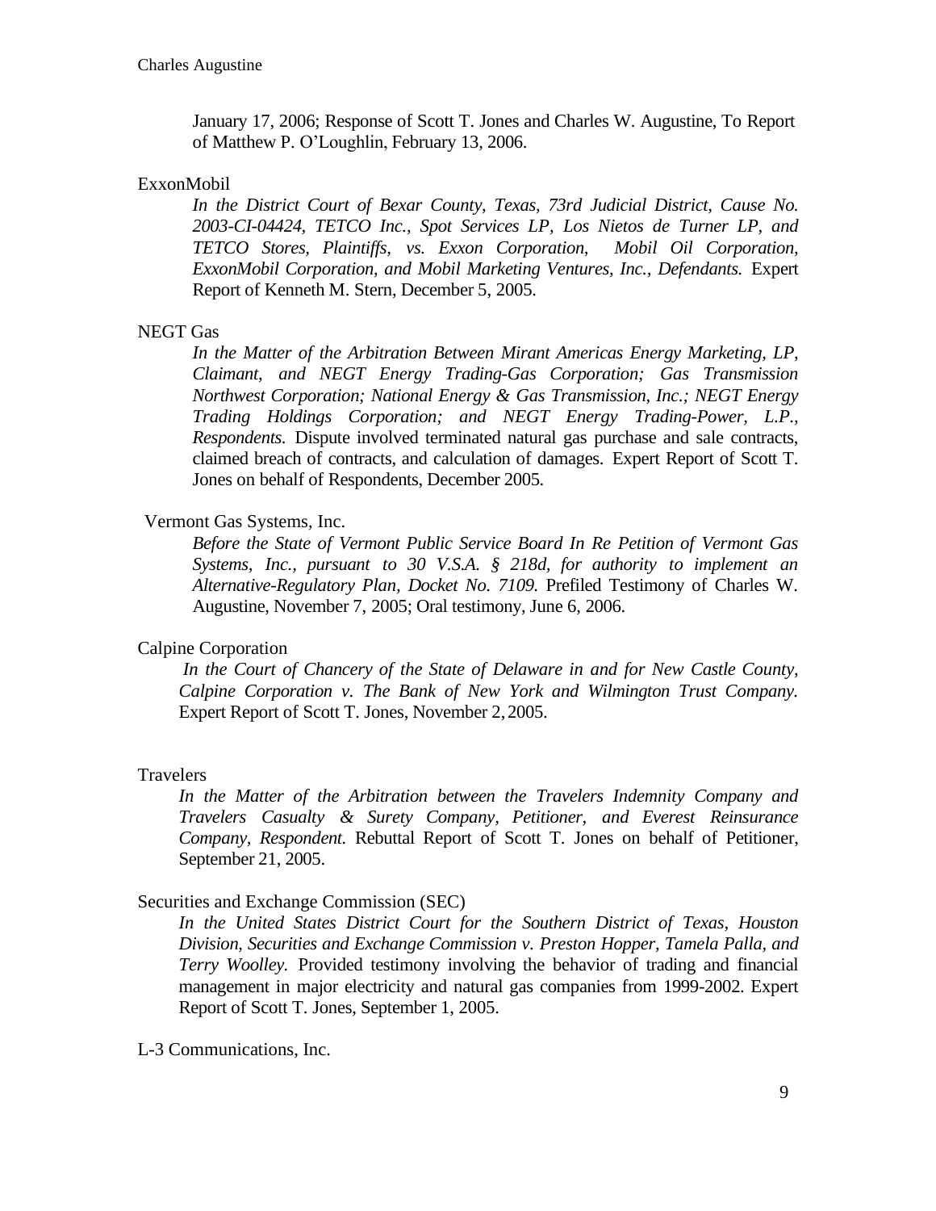January 17, 2006; Response of Scott T. Jones and Charles W. Augustine, To Report of Matthew P. O'Loughlin, February 13, 2006.

ExxonMobil

*In the District Court of Bexar County, Texas, 73rd Judicial District, Cause No. 2003-CI-04424, TETCO Inc., Spot Services LP, Los Nietos de Turner LP, and TETCO Stores, Plaintiffs, vs. Exxon Corporation, Mobil Oil Corporation, ExxonMobil Corporation, and Mobil Marketing Ventures, Inc., Defendants.* Expert Report of Kenneth M. Stern, December 5, 2005.

NEGT Gas

*In the Matter of the Arbitration Between Mirant Americas Energy Marketing, LP, Claimant, and NEGT Energy Trading-Gas Corporation; Gas Transmission Northwest Corporation; National Energy & Gas Transmission, Inc.; NEGT Energy Trading Holdings Corporation; and NEGT Energy Trading-Power, L.P., Respondents.* Dispute involved terminated natural gas purchase and sale contracts, claimed breach of contracts, and calculation of damages. Expert Report of Scott T. Jones on behalf of Respondents, December 2005.

Vermont Gas Systems, Inc.

*Before the State of Vermont Public Service Board In Re Petition of Vermont Gas Systems, Inc., pursuant to 30 V.S.A. § 218d, for authority to implement an Alternative-Regulatory Plan, Docket No. 7109.* Prefiled Testimony of Charles W. Augustine, November 7, 2005; Oral testimony, June 6, 2006.

Calpine Corporation

*In the Court of Chancery of the State of Delaware in and for New Castle County, Calpine Corporation v. The Bank of New York and Wilmington Trust Company.* Expert Report of Scott T. Jones, November 2, 2005.

Travelers

*In the Matter of the Arbitration between the Travelers Indemnity Company and Travelers Casualty & Surety Company, Petitioner, and Everest Reinsurance Company, Respondent.* Rebuttal Report of Scott T. Jones on behalf of Petitioner, September 21, 2005.

Securities and Exchange Commission (SEC)

*In the United States District Court for the Southern District of Texas, Houston Division, Securities and Exchange Commission v. Preston Hopper, Tamela Palla, and Terry Woolley.* Provided testimony involving the behavior of trading and financial management in major electricity and natural gas companies from 1999-2002. Expert Report of Scott T. Jones, September 1, 2005.

L-3 Communications, Inc.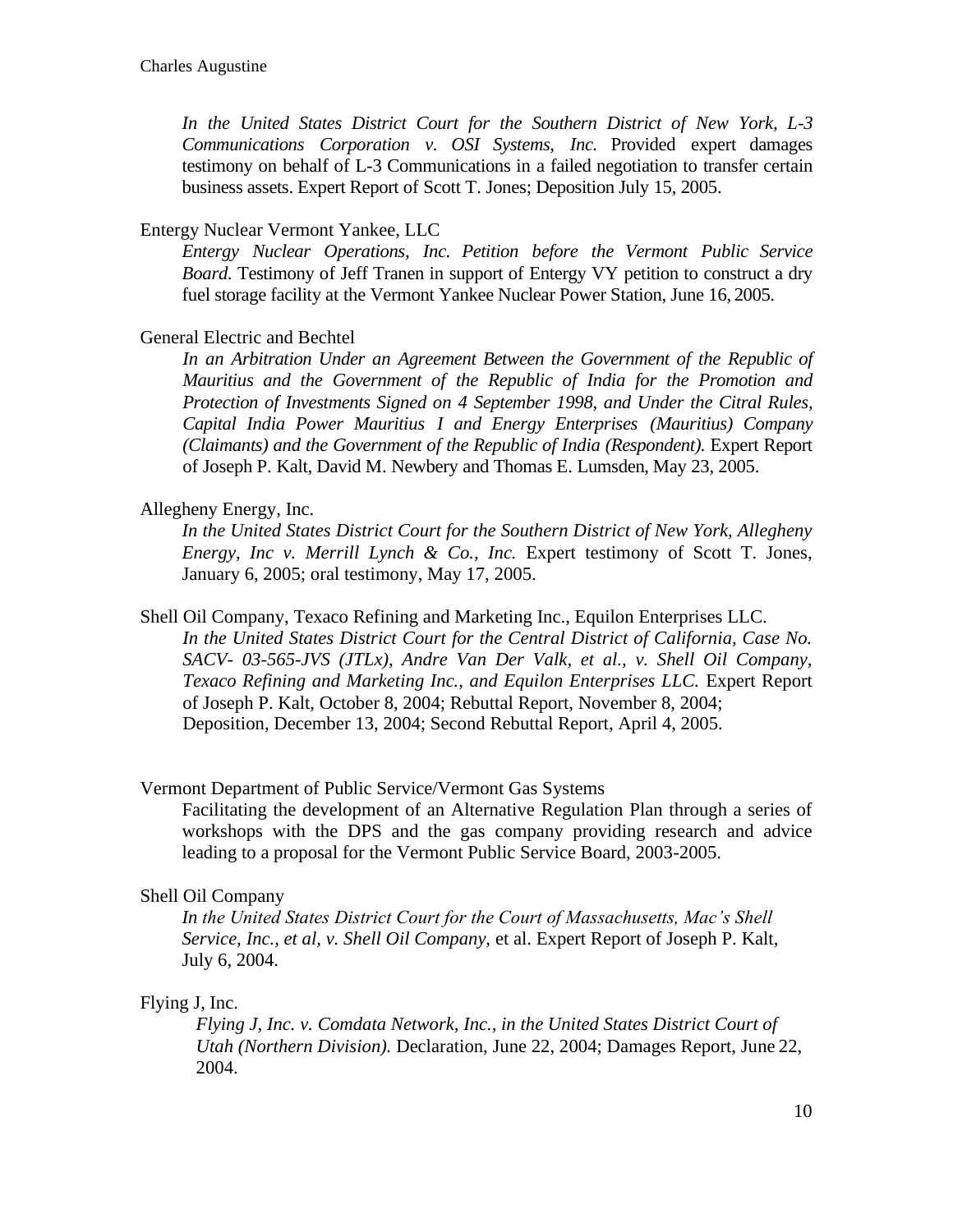*In the United States District Court for the Southern District of New York, L-3 Communications Corporation v. OSI Systems, Inc.* Provided expert damages testimony on behalf of L-3 Communications in a failed negotiation to transfer certain business assets. Expert Report of Scott T. Jones; Deposition July 15, 2005.

Entergy Nuclear Vermont Yankee, LLC

*Entergy Nuclear Operations, Inc. Petition before the Vermont Public Service Board.* Testimony of Jeff Tranen in support of Entergy VY petition to construct a dry fuel storage facility at the Vermont Yankee Nuclear Power Station, June 16, 2005.

General Electric and Bechtel

*In an Arbitration Under an Agreement Between the Government of the Republic of Mauritius and the Government of the Republic of India for the Promotion and Protection of Investments Signed on 4 September 1998, and Under the Citral Rules, Capital India Power Mauritius I and Energy Enterprises (Mauritius) Company (Claimants) and the Government of the Republic of India (Respondent).* Expert Report of Joseph P. Kalt, David M. Newbery and Thomas E. Lumsden, May 23, 2005.

Allegheny Energy, Inc.

*In the United States District Court for the Southern District of New York, Allegheny Energy, Inc v. Merrill Lynch & Co., Inc.* Expert testimony of Scott T. Jones, January 6, 2005; oral testimony, May 17, 2005.

Shell Oil Company, Texaco Refining and Marketing Inc., Equilon Enterprises LLC.

*In the United States District Court for the Central District of California, Case No. SACV- 03-565-JVS (JTLx), Andre Van Der Valk, et al., v. Shell Oil Company, Texaco Refining and Marketing Inc., and Equilon Enterprises LLC.* Expert Report of Joseph P. Kalt, October 8, 2004; Rebuttal Report, November 8, 2004; Deposition, December 13, 2004; Second Rebuttal Report, April 4, 2005.

Vermont Department of Public Service/Vermont Gas Systems

Facilitating the development of an Alternative Regulation Plan through a series of workshops with the DPS and the gas company providing research and advice leading to a proposal for the Vermont Public Service Board, 2003-2005.

Shell Oil Company

*In the United States District Court for the Court of Massachusetts, Mac's Shell Service, Inc., et al, v. Shell Oil Company,* et al. Expert Report of Joseph P. Kalt, July 6, 2004.

Flying J, Inc.

*Flying J, Inc. v. Comdata Network, Inc., in the United States District Court of Utah (Northern Division).* Declaration, June 22, 2004; Damages Report, June 22, 2004.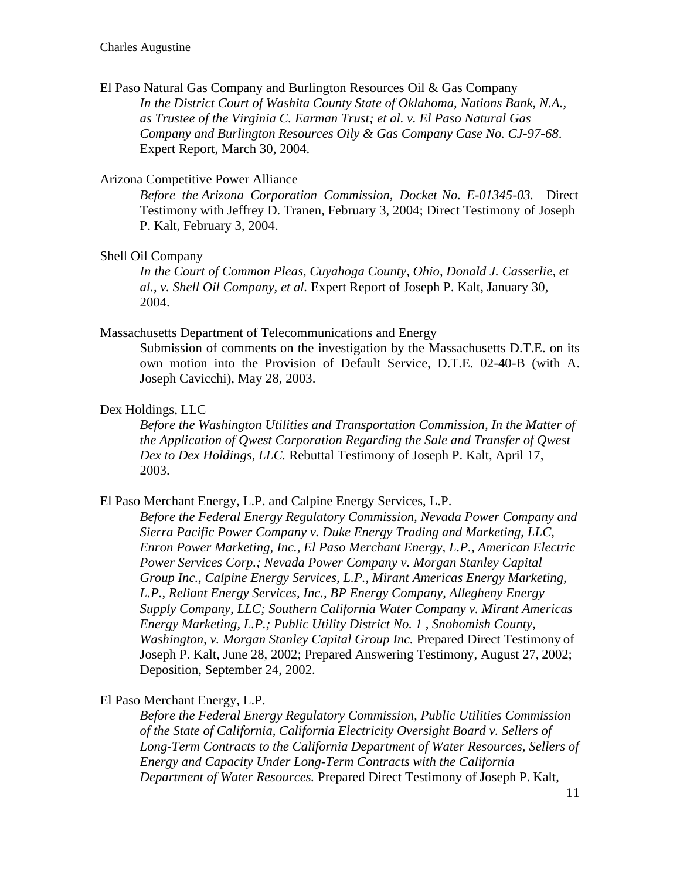El Paso Natural Gas Company and Burlington Resources Oil & Gas Company

*In the District Court of Washita County State of Oklahoma, Nations Bank, N.A., as Trustee of the Virginia C. Earman Trust; et al. v. El Paso Natural Gas Company and Burlington Resources Oily & Gas Company Case No. CJ-97-68.* Expert Report, March 30, 2004.

Arizona Competitive Power Alliance

*Before the Arizona Corporation Commission, Docket No. E-01345-03.* Direct Testimony with Jeffrey D. Tranen, February 3, 2004; Direct Testimony of Joseph P. Kalt, February 3, 2004.

Shell Oil Company

*In the Court of Common Pleas, Cuyahoga County, Ohio, Donald J. Casserlie, et al., v. Shell Oil Company, et al.* Expert Report of Joseph P. Kalt, January 30, 2004.

Massachusetts Department of Telecommunications and Energy

Submission of comments on the investigation by the Massachusetts D.T.E. on its own motion into the Provision of Default Service, D.T.E. 02-40-B (with A. Joseph Cavicchi), May 28, 2003.

Dex Holdings, LLC

*Before the Washington Utilities and Transportation Commission, In the Matter of the Application of Qwest Corporation Regarding the Sale and Transfer of Qwest Dex to Dex Holdings, LLC.* Rebuttal Testimony of Joseph P. Kalt, April 17, 2003.

El Paso Merchant Energy, L.P. and Calpine Energy Services, L.P.

*Before the Federal Energy Regulatory Commission, Nevada Power Company and Sierra Pacific Power Company v. Duke Energy Trading and Marketing, LLC, Enron Power Marketing, Inc., El Paso Merchant Energy, L.P., American Electric Power Services Corp.; Nevada Power Company v. Morgan Stanley Capital Group Inc., Calpine Energy Services, L.P., Mirant Americas Energy Marketing, L.P., Reliant Energy Services, Inc., BP Energy Company, Allegheny Energy Supply Company, LLC; Southern California Water Company v. Mirant Americas Energy Marketing, L.P.; Public Utility District No. 1 , Snohomish County, Washington, v. Morgan Stanley Capital Group Inc.* Prepared Direct Testimony of Joseph P. Kalt, June 28, 2002; Prepared Answering Testimony, August 27, 2002; Deposition, September 24, 2002.

El Paso Merchant Energy, L.P.

*Before the Federal Energy Regulatory Commission, Public Utilities Commission of the State of California, California Electricity Oversight Board v. Sellers of Long-Term Contracts to the California Department of Water Resources, Sellers of Energy and Capacity Under Long-Term Contracts with the California Department of Water Resources.* Prepared Direct Testimony of Joseph P. Kalt,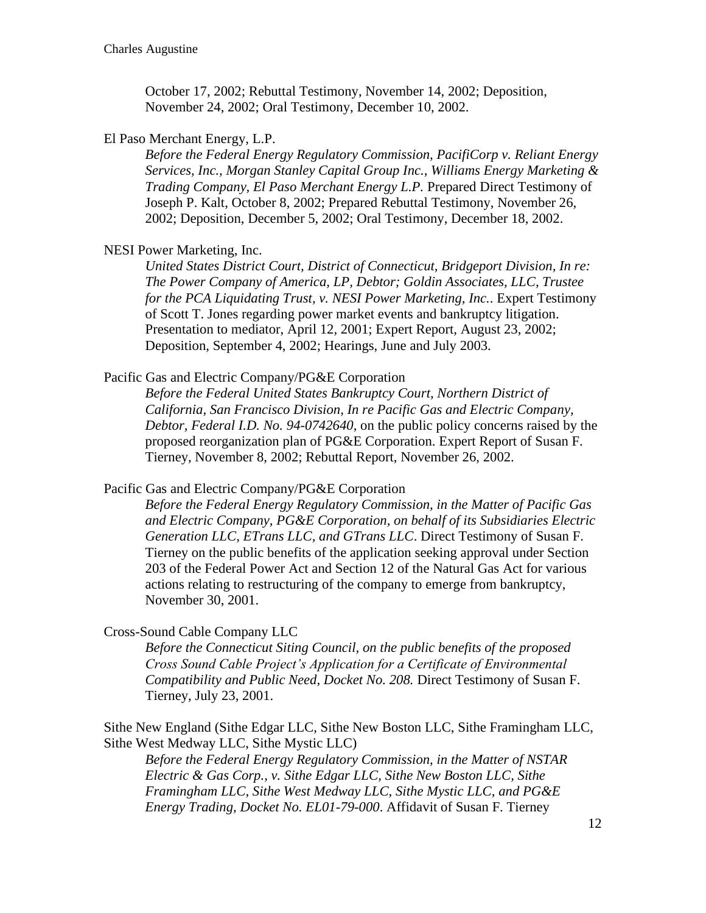October 17, 2002; Rebuttal Testimony, November 14, 2002; Deposition, November 24, 2002; Oral Testimony, December 10, 2002.

El Paso Merchant Energy, L.P.

*Before the Federal Energy Regulatory Commission, PacifiCorp v. Reliant Energy Services, Inc., Morgan Stanley Capital Group Inc., Williams Energy Marketing & Trading Company, El Paso Merchant Energy L.P.* Prepared Direct Testimony of Joseph P. Kalt, October 8, 2002; Prepared Rebuttal Testimony, November 26, 2002; Deposition, December 5, 2002; Oral Testimony, December 18, 2002.

NESI Power Marketing, Inc.

*United States District Court, District of Connecticut, Bridgeport Division, In re: The Power Company of America, LP, Debtor; Goldin Associates, LLC, Trustee for the PCA Liquidating Trust, v. NESI Power Marketing, Inc.*. Expert Testimony of Scott T. Jones regarding power market events and bankruptcy litigation. Presentation to mediator, April 12, 2001; Expert Report, August 23, 2002; Deposition, September 4, 2002; Hearings, June and July 2003.

Pacific Gas and Electric Company/PG&E Corporation

*Before the Federal United States Bankruptcy Court, Northern District of California, San Francisco Division, In re Pacific Gas and Electric Company, Debtor, Federal I.D. No. 94-0742640*, on the public policy concerns raised by the proposed reorganization plan of PG&E Corporation. Expert Report of Susan F. Tierney, November 8, 2002; Rebuttal Report, November 26, 2002.

Pacific Gas and Electric Company/PG&E Corporation

*Before the Federal Energy Regulatory Commission, in the Matter of Pacific Gas and Electric Company, PG&E Corporation, on behalf of its Subsidiaries Electric Generation LLC, ETrans LLC, and GTrans LLC*. Direct Testimony of Susan F. Tierney on the public benefits of the application seeking approval under Section 203 of the Federal Power Act and Section 12 of the Natural Gas Act for various actions relating to restructuring of the company to emerge from bankruptcy, November 30, 2001.

Cross-Sound Cable Company LLC

*Before the Connecticut Siting Council, on the public benefits of the proposed Cross Sound Cable Project's Application for a Certificate of Environmental Compatibility and Public Need, Docket No. 208.* Direct Testimony of Susan F. Tierney, July 23, 2001.

Sithe New England (Sithe Edgar LLC, Sithe New Boston LLC, Sithe Framingham LLC, Sithe West Medway LLC, Sithe Mystic LLC)

*Before the Federal Energy Regulatory Commission, in the Matter of NSTAR Electric & Gas Corp., v. Sithe Edgar LLC, Sithe New Boston LLC, Sithe Framingham LLC, Sithe West Medway LLC, Sithe Mystic LLC, and PG&E Energy Trading, Docket No. EL01-79-000*. Affidavit of Susan F. Tierney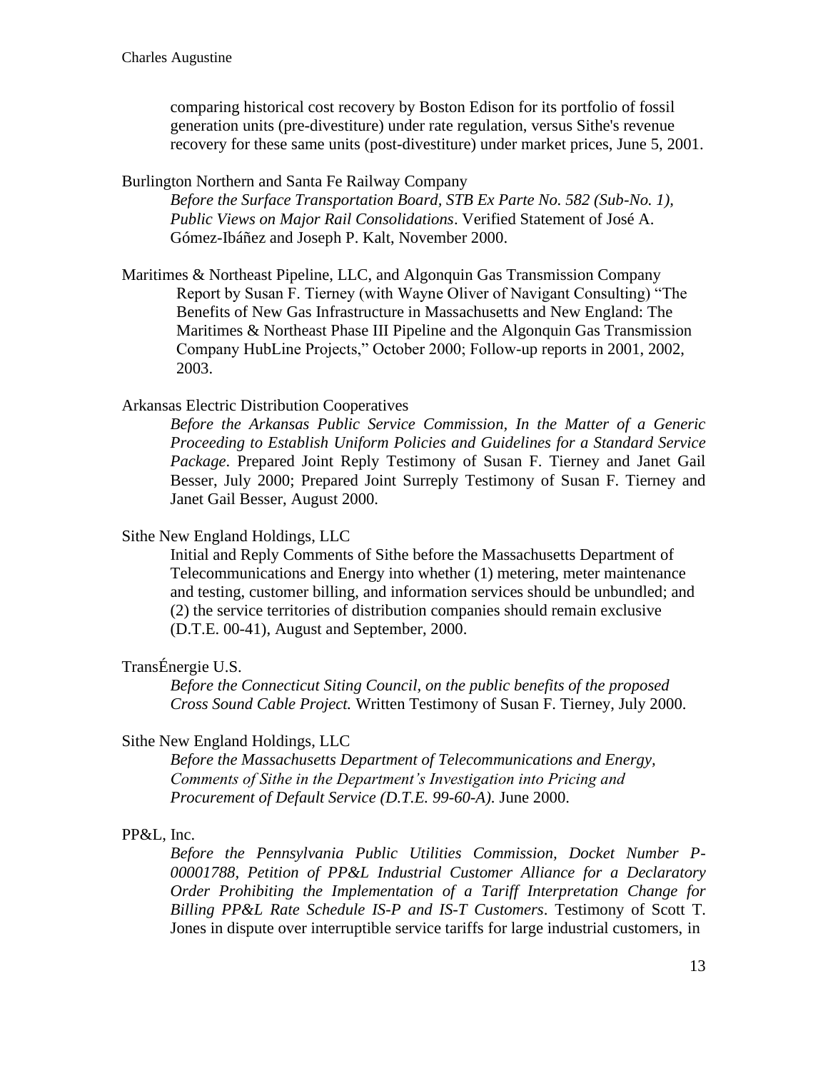comparing historical cost recovery by Boston Edison for its portfolio of fossil generation units (pre-divestiture) under rate regulation, versus Sithe's revenue recovery for these same units (post-divestiture) under market prices, June 5, 2001.

Burlington Northern and Santa Fe Railway Company

*Before the Surface Transportation Board, STB Ex Parte No. 582 (Sub-No. 1), Public Views on Major Rail Consolidations*. Verified Statement of José A. Gómez-Ibáñez and Joseph P. Kalt, November 2000.

Maritimes & Northeast Pipeline, LLC, and Algonquin Gas Transmission Company

Report by Susan F. Tierney (with Wayne Oliver of Navigant Consulting) "The Benefits of New Gas Infrastructure in Massachusetts and New England: The Maritimes & Northeast Phase III Pipeline and the Algonquin Gas Transmission Company HubLine Projects," October 2000; Follow-up reports in 2001, 2002, 2003.

Arkansas Electric Distribution Cooperatives

*Before the Arkansas Public Service Commission, In the Matter of a Generic Proceeding to Establish Uniform Policies and Guidelines for a Standard Service Package*. Prepared Joint Reply Testimony of Susan F. Tierney and Janet Gail Besser, July 2000; Prepared Joint Surreply Testimony of Susan F. Tierney and Janet Gail Besser, August 2000.

Sithe New England Holdings, LLC

Initial and Reply Comments of Sithe before the Massachusetts Department of Telecommunications and Energy into whether (1) metering, meter maintenance and testing, customer billing, and information services should be unbundled; and (2) the service territories of distribution companies should remain exclusive (D.T.E. 00-41), August and September, 2000.

TransÉnergie U.S.

*Before the Connecticut Siting Council, on the public benefits of the proposed Cross Sound Cable Project.* Written Testimony of Susan F. Tierney, July 2000.

Sithe New England Holdings, LLC

*Before the Massachusetts Department of Telecommunications and Energy, Comments of Sithe in the Department's Investigation into Pricing and Procurement of Default Service (D.T.E. 99-60-A)*. June 2000.

PP&L, Inc.

*Before the Pennsylvania Public Utilities Commission, Docket Number P-00001788, Petition of PP&L Industrial Customer Alliance for a Declaratory Order Prohibiting the Implementation of a Tariff Interpretation Change for Billing PP&L Rate Schedule IS-P and IS-T Customers*. Testimony of Scott T. Jones in dispute over interruptible service tariffs for large industrial customers, in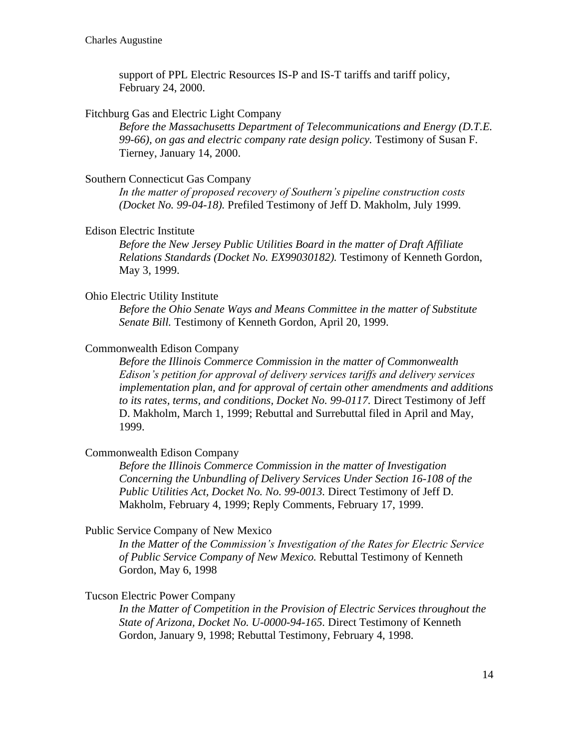support of PPL Electric Resources IS-P and IS-T tariffs and tariff policy, February 24, 2000.

Fitchburg Gas and Electric Light Company

*Before the Massachusetts Department of Telecommunications and Energy (D.T.E. 99-66), on gas and electric company rate design policy.* Testimony of Susan F. Tierney, January 14, 2000.

Southern Connecticut Gas Company

*In the matter of proposed recovery of Southern's pipeline construction costs (Docket No. 99-04-18).* Prefiled Testimony of Jeff D. Makholm, July 1999.

Edison Electric Institute

*Before the New Jersey Public Utilities Board in the matter of Draft Affiliate Relations Standards (Docket No. EX99030182).* Testimony of Kenneth Gordon, May 3, 1999.

Ohio Electric Utility Institute

*Before the Ohio Senate Ways and Means Committee in the matter of Substitute Senate Bill.* Testimony of Kenneth Gordon, April 20, 1999.

Commonwealth Edison Company

*Before the Illinois Commerce Commission in the matter of Commonwealth Edison's petition for approval of delivery services tariffs and delivery services implementation plan, and for approval of certain other amendments and additions to its rates, terms, and conditions, Docket No. 99-0117.* Direct Testimony of Jeff D. Makholm, March 1, 1999; Rebuttal and Surrebuttal filed in April and May, 1999.

Commonwealth Edison Company

*Before the Illinois Commerce Commission in the matter of Investigation Concerning the Unbundling of Delivery Services Under Section 16-108 of the Public Utilities Act, Docket No. No. 99-0013.* Direct Testimony of Jeff D. Makholm, February 4, 1999; Reply Comments, February 17, 1999.

Public Service Company of New Mexico

*In the Matter of the Commission's Investigation of the Rates for Electric Service of Public Service Company of New Mexico.* Rebuttal Testimony of Kenneth Gordon, May 6, 1998

Tucson Electric Power Company

*In the Matter of Competition in the Provision of Electric Services throughout the State of Arizona, Docket No. U-0000-94-165.* Direct Testimony of Kenneth Gordon, January 9, 1998; Rebuttal Testimony, February 4, 1998.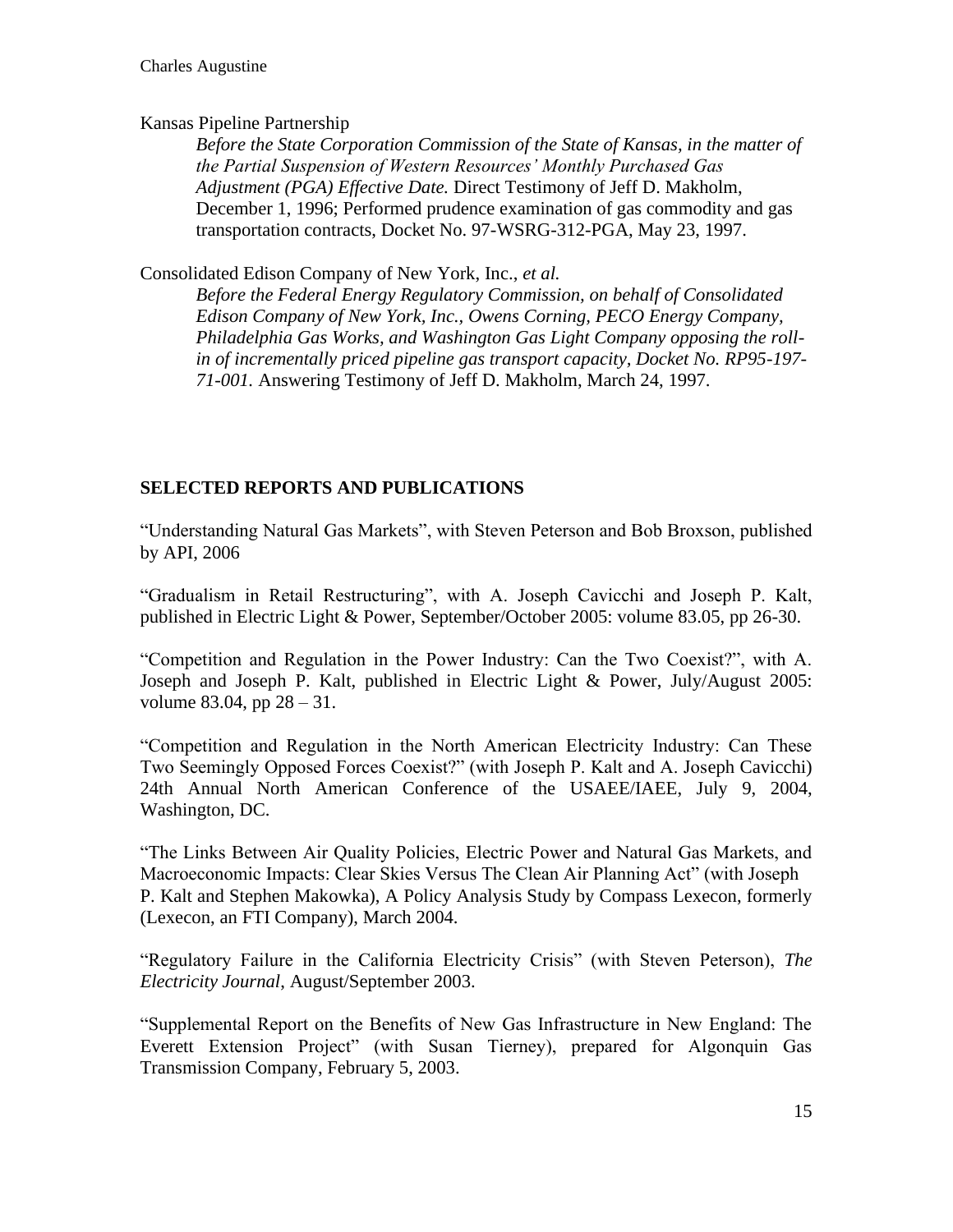Kansas Pipeline Partnership

*Before the State Corporation Commission of the State of Kansas, in the matter of the Partial Suspension of Western Resources' Monthly Purchased Gas Adjustment (PGA) Effective Date.* Direct Testimony of Jeff D. Makholm, December 1, 1996; Performed prudence examination of gas commodity and gas transportation contracts, Docket No. 97-WSRG-312-PGA, May 23, 1997.

Consolidated Edison Company of New York, Inc., *et al.*

*Before the Federal Energy Regulatory Commission, on behalf of Consolidated Edison Company of New York, Inc., Owens Corning, PECO Energy Company, Philadelphia Gas Works, and Washington Gas Light Company opposing the roll-in of incrementally priced pipeline gas transport capacity, Docket No. RP95-197-71-001.* Answering Testimony of Jeff D. Makholm, March 24, 1997.

## SELECTED REPORTS AND PUBLICATIONS

"Understanding Natural Gas Markets", with Steven Peterson and Bob Broxson, published by API, 2006

"Gradualism in Retail Restructuring", with A. Joseph Cavicchi and Joseph P. Kalt, published in Electric Light & Power, September/October 2005: volume 83.05, pp 26-30.

"Competition and Regulation in the Power Industry: Can the Two Coexist?", with A. Joseph and Joseph P. Kalt, published in Electric Light & Power, July/August 2005: volume 83.04, pp 28 – 31.

"Competition and Regulation in the North American Electricity Industry: Can These Two Seemingly Opposed Forces Coexist?" (with Joseph P. Kalt and A. Joseph Cavicchi) 24th Annual North American Conference of the USAEE/IAEE, July 9, 2004, Washington, DC.

"The Links Between Air Quality Policies, Electric Power and Natural Gas Markets, and Macroeconomic Impacts: Clear Skies Versus The Clean Air Planning Act" (with Joseph P. Kalt and Stephen Makowka), A Policy Analysis Study by Compass Lexecon, formerly (Lexecon, an FTI Company), March 2004.

"Regulatory Failure in the California Electricity Crisis" (with Steven Peterson), *The Electricity Journal*, August/September 2003.

"Supplemental Report on the Benefits of New Gas Infrastructure in New England: The Everett Extension Project" (with Susan Tierney), prepared for Algonquin Gas Transmission Company, February 5, 2003.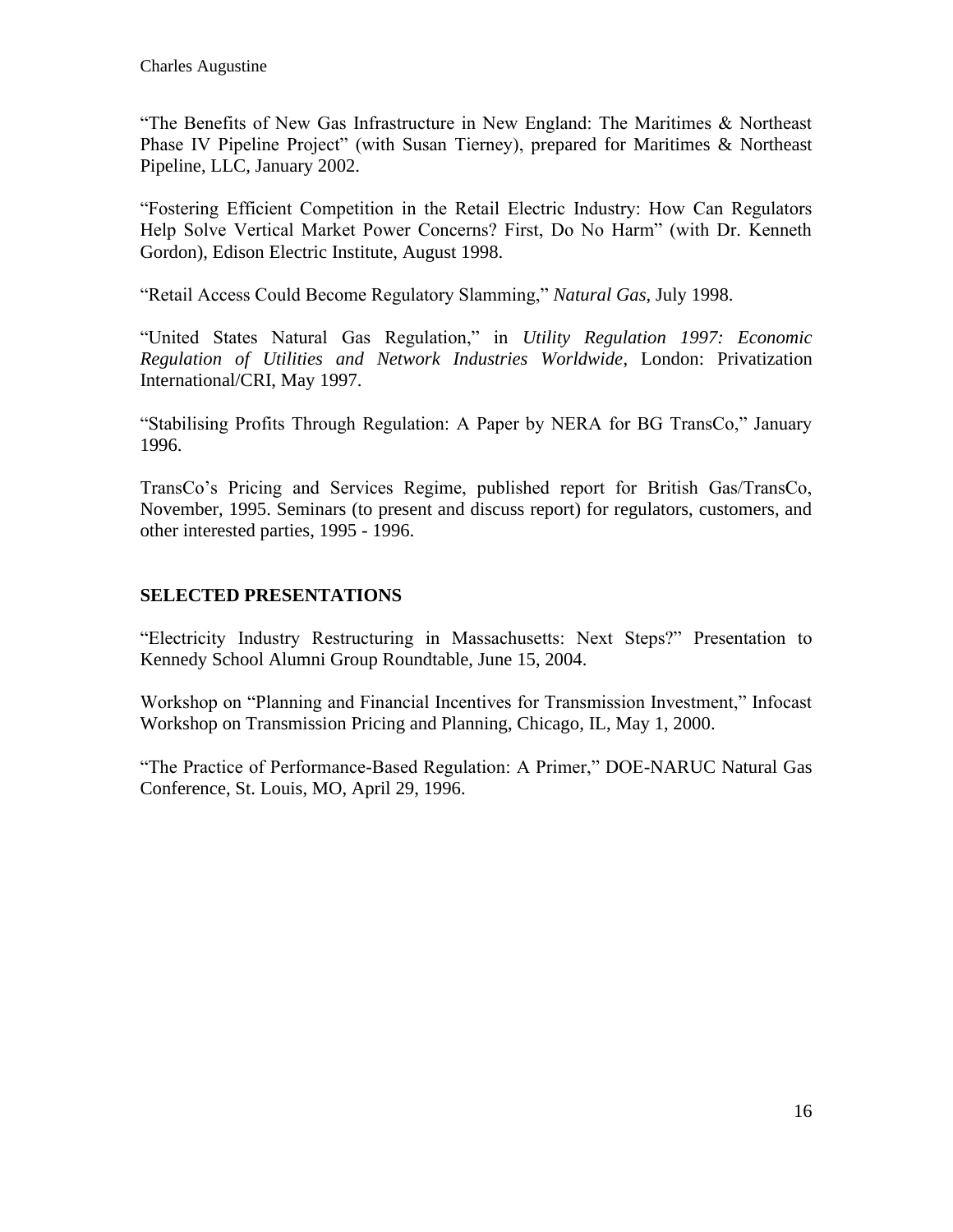"The Benefits of New Gas Infrastructure in New England: The Maritimes & Northeast Phase IV Pipeline Project" (with Susan Tierney), prepared for Maritimes & Northeast Pipeline, LLC, January 2002.

"Fostering Efficient Competition in the Retail Electric Industry: How Can Regulators Help Solve Vertical Market Power Concerns? First, Do No Harm" (with Dr. Kenneth Gordon), Edison Electric Institute, August 1998.

"Retail Access Could Become Regulatory Slamming," *Natural Gas*, July 1998.

"United States Natural Gas Regulation," in *Utility Regulation 1997: Economic Regulation of Utilities and Network Industries Worldwide*, London: Privatization International/CRI, May 1997.

"Stabilising Profits Through Regulation: A Paper by NERA for BG TransCo," January 1996.

TransCo's Pricing and Services Regime, published report for British Gas/TransCo, November, 1995. Seminars (to present and discuss report) for regulators, customers, and other interested parties, 1995 - 1996.

## SELECTED PRESENTATIONS

"Electricity Industry Restructuring in Massachusetts: Next Steps?" Presentation to Kennedy School Alumni Group Roundtable, June 15, 2004.

Workshop on "Planning and Financial Incentives for Transmission Investment," Infocast Workshop on Transmission Pricing and Planning, Chicago, IL, May 1, 2000.

"The Practice of Performance-Based Regulation: A Primer," DOE-NARUC Natural Gas Conference, St. Louis, MO, April 29, 1996.